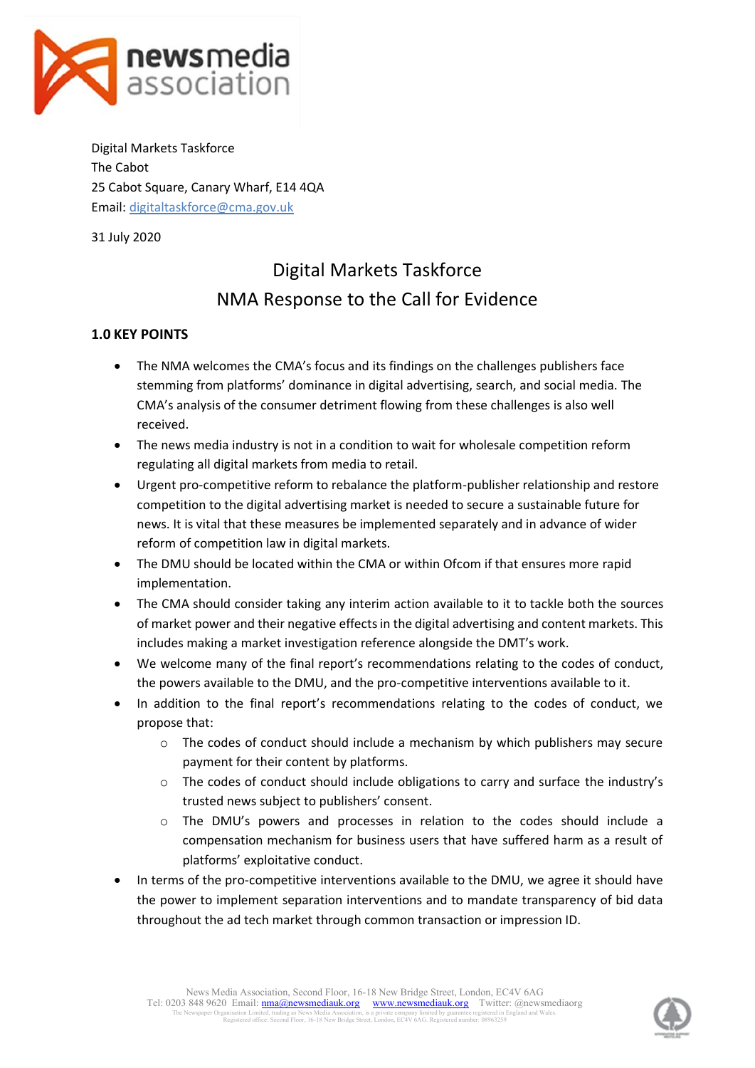Digital Markets Taskforce
The Cabot
25 Cabot Square, Canary Wharf, E14 4QA
Email: digitaltaskforce@cma.gov.uk

31 July 2020

# Digital Markets Taskforce
# NMA Response to the Call for Evidence

## 1.0 KEY POINTS

- The NMA welcomes the CMA's focus and its findings on the challenges publishers face stemming from platforms' dominance in digital advertising, search, and social media. The CMA's analysis of the consumer detriment flowing from these challenges is also well received.
- The news media industry is not in a condition to wait for wholesale competition reform regulating all digital markets from media to retail.
- Urgent pro-competitive reform to rebalance the platform-publisher relationship and restore competition to the digital advertising market is needed to secure a sustainable future for news. It is vital that these measures be implemented separately and in advance of wider reform of competition law in digital markets.
- The DMU should be located within the CMA or within Ofcom if that ensures more rapid implementation.
- The CMA should consider taking any interim action available to it to tackle both the sources of market power and their negative effects in the digital advertising and content markets. This includes making a market investigation reference alongside the DMT's work.
- We welcome many of the final report's recommendations relating to the codes of conduct, the powers available to the DMU, and the pro-competitive interventions available to it.
- In addition to the final report's recommendations relating to the codes of conduct, we propose that:
  - The codes of conduct should include a mechanism by which publishers may secure payment for their content by platforms.
  - The codes of conduct should include obligations to carry and surface the industry's trusted news subject to publishers' consent.
  - The DMU's powers and processes in relation to the codes should include a compensation mechanism for business users that have suffered harm as a result of platforms' exploitative conduct.
- In terms of the pro-competitive interventions available to the DMU, we agree it should have the power to implement separation interventions and to mandate transparency of bid data throughout the ad tech market through common transaction or impression ID.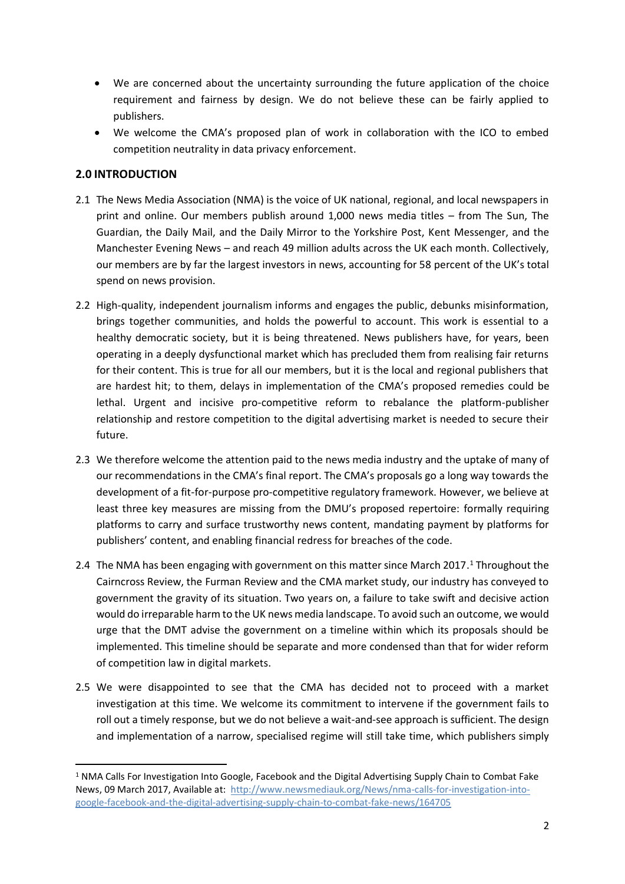- We are concerned about the uncertainty surrounding the future application of the choice requirement and fairness by design. We do not believe these can be fairly applied to publishers.
- We welcome the CMA's proposed plan of work in collaboration with the ICO to embed competition neutrality in data privacy enforcement.

## 2.0 INTRODUCTION

2.1 The News Media Association (NMA) is the voice of UK national, regional, and local newspapers in print and online. Our members publish around 1,000 news media titles – from The Sun, The Guardian, the Daily Mail, and the Daily Mirror to the Yorkshire Post, Kent Messenger, and the Manchester Evening News – and reach 49 million adults across the UK each month. Collectively, our members are by far the largest investors in news, accounting for 58 percent of the UK's total spend on news provision.

2.2 High-quality, independent journalism informs and engages the public, debunks misinformation, brings together communities, and holds the powerful to account. This work is essential to a healthy democratic society, but it is being threatened. News publishers have, for years, been operating in a deeply dysfunctional market which has precluded them from realising fair returns for their content. This is true for all our members, but it is the local and regional publishers that are hardest hit; to them, delays in implementation of the CMA's proposed remedies could be lethal. Urgent and incisive pro-competitive reform to rebalance the platform-publisher relationship and restore competition to the digital advertising market is needed to secure their future.

2.3 We therefore welcome the attention paid to the news media industry and the uptake of many of our recommendations in the CMA's final report. The CMA's proposals go a long way towards the development of a fit-for-purpose pro-competitive regulatory framework. However, we believe at least three key measures are missing from the DMU's proposed repertoire: formally requiring platforms to carry and surface trustworthy news content, mandating payment by platforms for publishers' content, and enabling financial redress for breaches of the code.

2.4 The NMA has been engaging with government on this matter since March 2017.[1] Throughout the Cairncross Review, the Furman Review and the CMA market study, our industry has conveyed to government the gravity of its situation. Two years on, a failure to take swift and decisive action would do irreparable harm to the UK news media landscape. To avoid such an outcome, we would urge that the DMT advise the government on a timeline within which its proposals should be implemented. This timeline should be separate and more condensed than that for wider reform of competition law in digital markets.

2.5 We were disappointed to see that the CMA has decided not to proceed with a market investigation at this time. We welcome its commitment to intervene if the government fails to roll out a timely response, but we do not believe a wait-and-see approach is sufficient. The design and implementation of a narrow, specialised regime will still take time, which publishers simply

[1] NMA Calls For Investigation Into Google, Facebook and the Digital Advertising Supply Chain to Combat Fake News, 09 March 2017, Available at: http://www.newsmediauk.org/News/nma-calls-for-investigation-into-google-facebook-and-the-digital-advertising-supply-chain-to-combat-fake-news/164705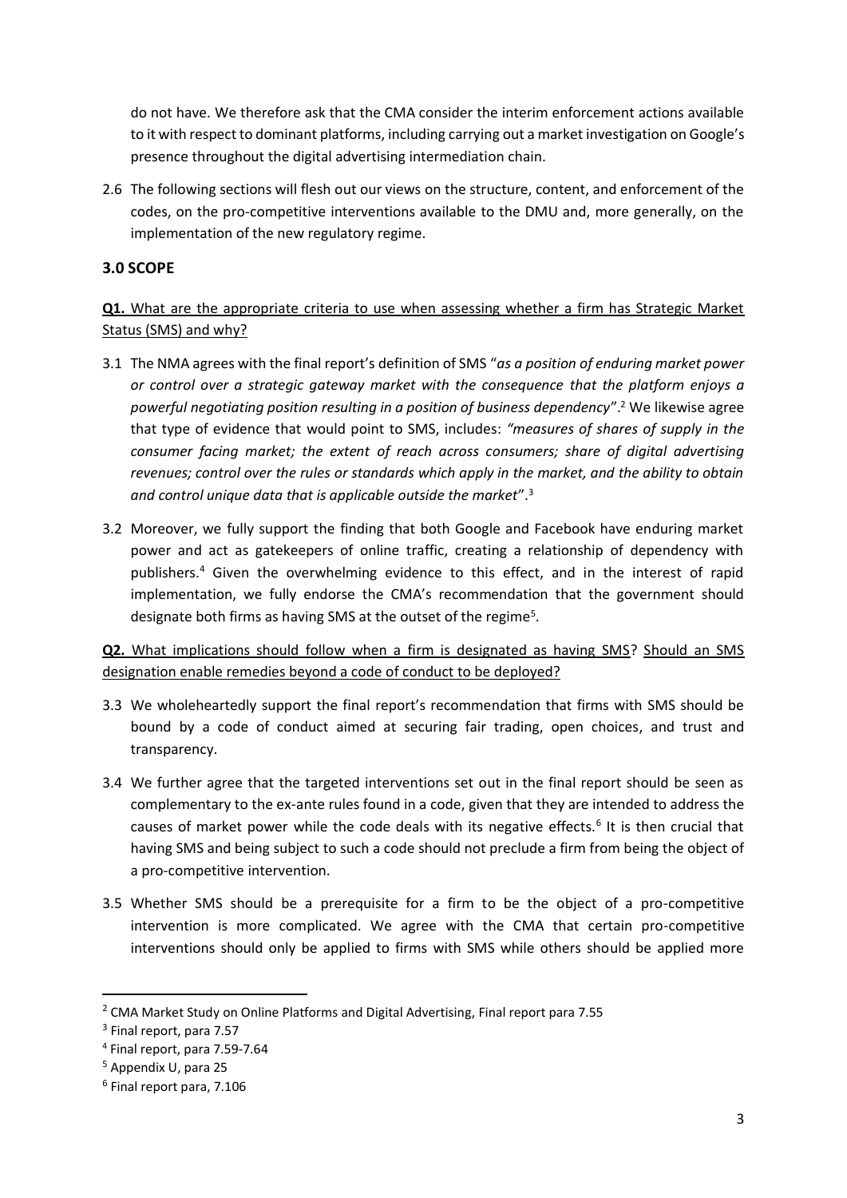do not have. We therefore ask that the CMA consider the interim enforcement actions available to it with respect to dominant platforms, including carrying out a market investigation on Google's presence throughout the digital advertising intermediation chain.

2.6 The following sections will flesh out our views on the structure, content, and enforcement of the codes, on the pro-competitive interventions available to the DMU and, more generally, on the implementation of the new regulatory regime.

### 3.0 SCOPE

**Q1.** What are the appropriate criteria to use when assessing whether a firm has Strategic Market Status (SMS) and why?

3.1 The NMA agrees with the final report's definition of SMS "*as a position of enduring market power or control over a strategic gateway market with the consequence that the platform enjoys a powerful negotiating position resulting in a position of business dependency*".[2] We likewise agree that type of evidence that would point to SMS, includes: *"measures of shares of supply in the consumer facing market; the extent of reach across consumers; share of digital advertising revenues; control over the rules or standards which apply in the market, and the ability to obtain and control unique data that is applicable outside the market*".[3]

3.2 Moreover, we fully support the finding that both Google and Facebook have enduring market power and act as gatekeepers of online traffic, creating a relationship of dependency with publishers.[4] Given the overwhelming evidence to this effect, and in the interest of rapid implementation, we fully endorse the CMA's recommendation that the government should designate both firms as having SMS at the outset of the regime[5].

**Q2.** What implications should follow when a firm is designated as having SMS? Should an SMS designation enable remedies beyond a code of conduct to be deployed?

3.3 We wholeheartedly support the final report's recommendation that firms with SMS should be bound by a code of conduct aimed at securing fair trading, open choices, and trust and transparency.

3.4 We further agree that the targeted interventions set out in the final report should be seen as complementary to the ex-ante rules found in a code, given that they are intended to address the causes of market power while the code deals with its negative effects.[6] It is then crucial that having SMS and being subject to such a code should not preclude a firm from being the object of a pro-competitive intervention.

3.5 Whether SMS should be a prerequisite for a firm to be the object of a pro-competitive intervention is more complicated. We agree with the CMA that certain pro-competitive interventions should only be applied to firms with SMS while others should be applied more

---

[2] CMA Market Study on Online Platforms and Digital Advertising, Final report para 7.55

[3] Final report, para 7.57

[4] Final report, para 7.59-7.64

[5] Appendix U, para 25

[6] Final report para, 7.106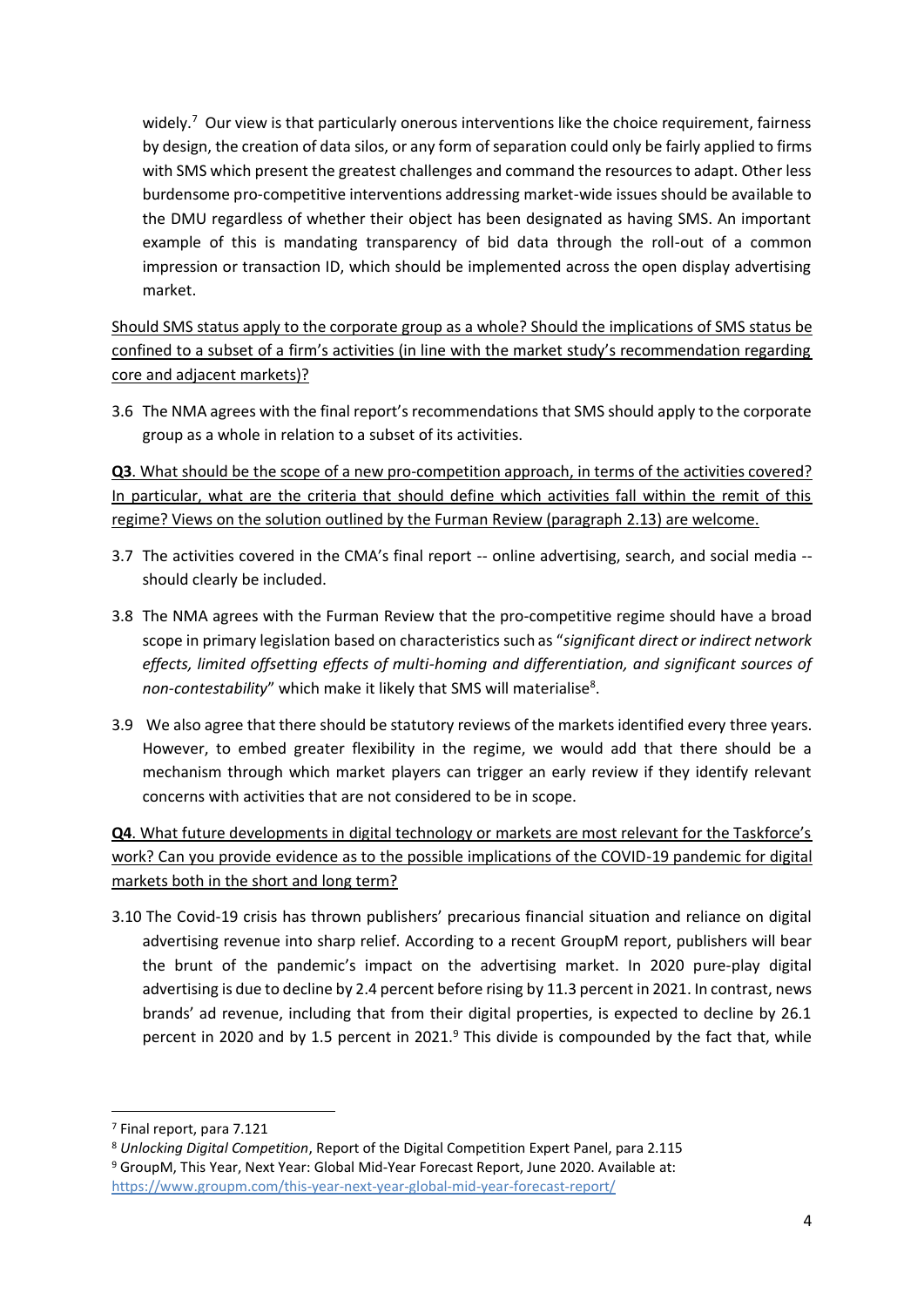widely.[7] Our view is that particularly onerous interventions like the choice requirement, fairness by design, the creation of data silos, or any form of separation could only be fairly applied to firms with SMS which present the greatest challenges and command the resources to adapt. Other less burdensome pro-competitive interventions addressing market-wide issues should be available to the DMU regardless of whether their object has been designated as having SMS. An important example of this is mandating transparency of bid data through the roll-out of a common impression or transaction ID, which should be implemented across the open display advertising market.

<u>Should SMS status apply to the corporate group as a whole? Should the implications of SMS status be confined to a subset of a firm's activities (in line with the market study's recommendation regarding core and adjacent markets)?</u>

3.6 The NMA agrees with the final report's recommendations that SMS should apply to the corporate group as a whole in relation to a subset of its activities.

<u>**Q3**. What should be the scope of a new pro-competition approach, in terms of the activities covered? In particular, what are the criteria that should define which activities fall within the remit of this regime? Views on the solution outlined by the Furman Review (paragraph 2.13) are welcome.</u>

3.7 The activities covered in the CMA's final report -- online advertising, search, and social media -- should clearly be included.

3.8 The NMA agrees with the Furman Review that the pro-competitive regime should have a broad scope in primary legislation based on characteristics such as "*significant direct or indirect network effects, limited offsetting effects of multi-homing and differentiation, and significant sources of non-contestability*" which make it likely that SMS will materialise[8].

3.9 We also agree that there should be statutory reviews of the markets identified every three years. However, to embed greater flexibility in the regime, we would add that there should be a mechanism through which market players can trigger an early review if they identify relevant concerns with activities that are not considered to be in scope.

<u>**Q4**. What future developments in digital technology or markets are most relevant for the Taskforce's work? Can you provide evidence as to the possible implications of the COVID-19 pandemic for digital markets both in the short and long term?</u>

3.10 The Covid-19 crisis has thrown publishers' precarious financial situation and reliance on digital advertising revenue into sharp relief. According to a recent GroupM report, publishers will bear the brunt of the pandemic's impact on the advertising market. In 2020 pure-play digital advertising is due to decline by 2.4 percent before rising by 11.3 percent in 2021. In contrast, news brands' ad revenue, including that from their digital properties, is expected to decline by 26.1 percent in 2020 and by 1.5 percent in 2021.[9] This divide is compounded by the fact that, while

---

[7] Final report, para 7.121

[8] *Unlocking Digital Competition*, Report of the Digital Competition Expert Panel, para 2.115

[9] GroupM, This Year, Next Year: Global Mid-Year Forecast Report, June 2020. Available at: https://www.groupm.com/this-year-next-year-global-mid-year-forecast-report/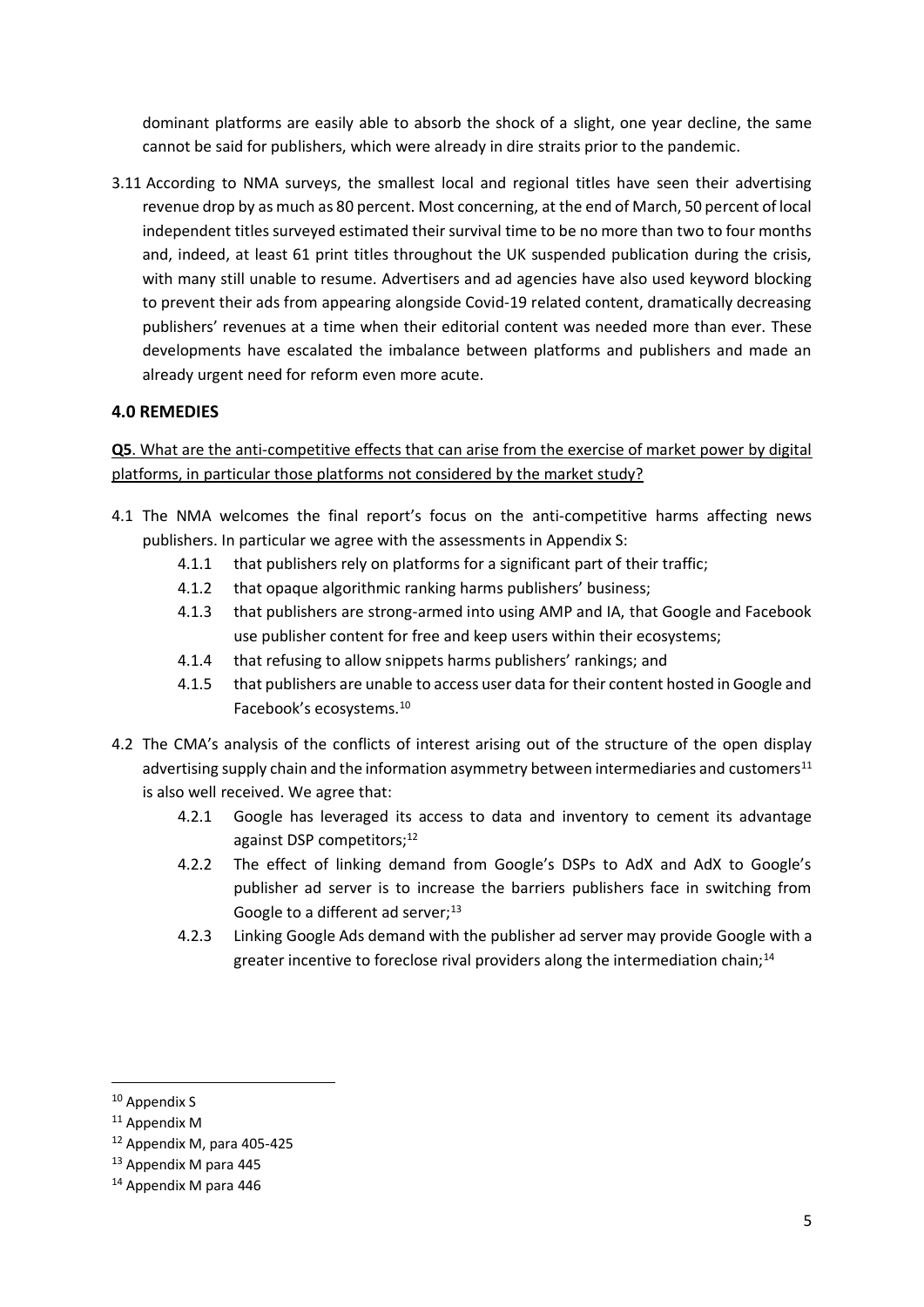dominant platforms are easily able to absorb the shock of a slight, one year decline, the same cannot be said for publishers, which were already in dire straits prior to the pandemic.

3.11 According to NMA surveys, the smallest local and regional titles have seen their advertising revenue drop by as much as 80 percent. Most concerning, at the end of March, 50 percent of local independent titles surveyed estimated their survival time to be no more than two to four months and, indeed, at least 61 print titles throughout the UK suspended publication during the crisis, with many still unable to resume. Advertisers and ad agencies have also used keyword blocking to prevent their ads from appearing alongside Covid-19 related content, dramatically decreasing publishers' revenues at a time when their editorial content was needed more than ever. These developments have escalated the imbalance between platforms and publishers and made an already urgent need for reform even more acute.

## 4.0 REMEDIES

**Q5**. What are the anti-competitive effects that can arise from the exercise of market power by digital platforms, in particular those platforms not considered by the market study?

4.1 The NMA welcomes the final report's focus on the anti-competitive harms affecting news publishers. In particular we agree with the assessments in Appendix S:

- 4.1.1 that publishers rely on platforms for a significant part of their traffic;
- 4.1.2 that opaque algorithmic ranking harms publishers' business;
- 4.1.3 that publishers are strong-armed into using AMP and IA, that Google and Facebook use publisher content for free and keep users within their ecosystems;
- 4.1.4 that refusing to allow snippets harms publishers' rankings; and
- 4.1.5 that publishers are unable to access user data for their content hosted in Google and Facebook's ecosystems.[10]

4.2 The CMA's analysis of the conflicts of interest arising out of the structure of the open display advertising supply chain and the information asymmetry between intermediaries and customers[11] is also well received. We agree that:

- 4.2.1 Google has leveraged its access to data and inventory to cement its advantage against DSP competitors;[12]
- 4.2.2 The effect of linking demand from Google's DSPs to AdX and AdX to Google's publisher ad server is to increase the barriers publishers face in switching from Google to a different ad server;[13]
- 4.2.3 Linking Google Ads demand with the publisher ad server may provide Google with a greater incentive to foreclose rival providers along the intermediation chain;[14]

---

[10] Appendix S

[11] Appendix M

[12] Appendix M, para 405-425

[13] Appendix M para 445

[14] Appendix M para 446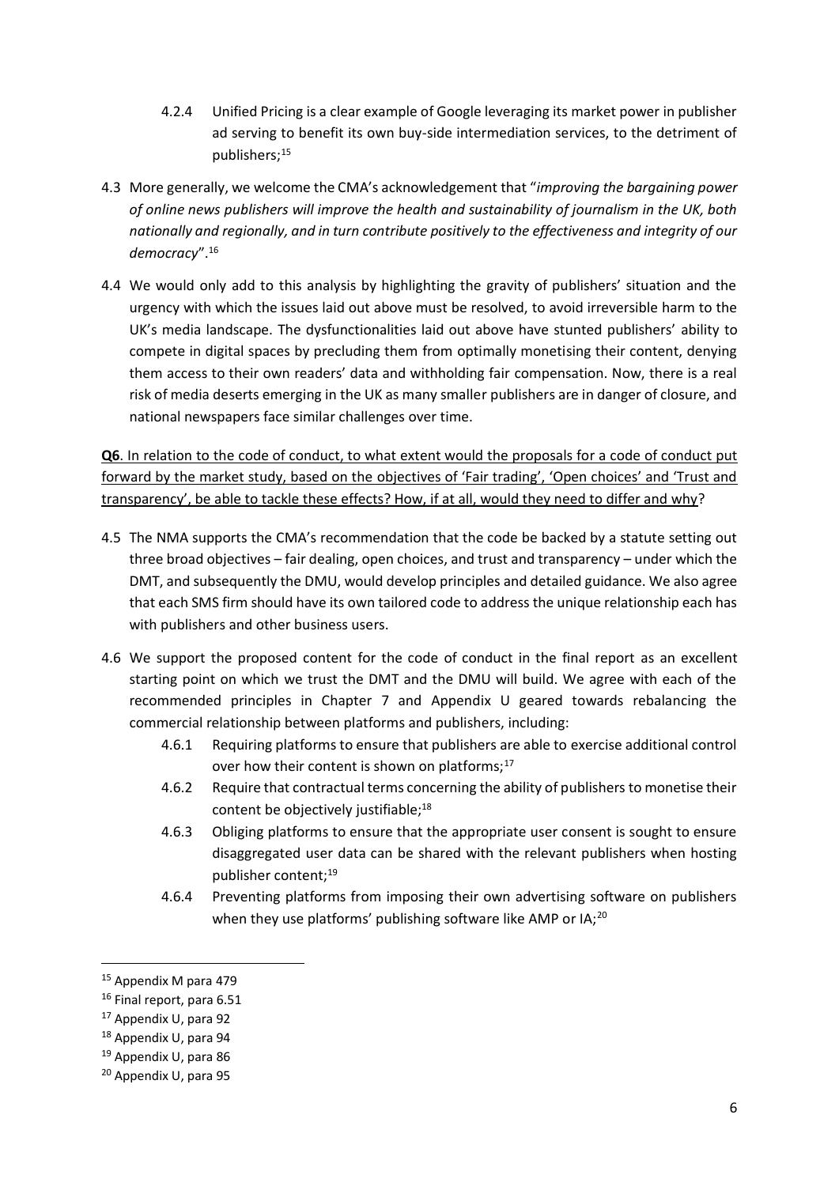4.2.4 Unified Pricing is a clear example of Google leveraging its market power in publisher ad serving to benefit its own buy-side intermediation services, to the detriment of publishers;[15]

4.3 More generally, we welcome the CMA's acknowledgement that "*improving the bargaining power of online news publishers will improve the health and sustainability of journalism in the UK, both nationally and regionally, and in turn contribute positively to the effectiveness and integrity of our democracy*".[16]

4.4 We would only add to this analysis by highlighting the gravity of publishers' situation and the urgency with which the issues laid out above must be resolved, to avoid irreversible harm to the UK's media landscape. The dysfunctionalities laid out above have stunted publishers' ability to compete in digital spaces by precluding them from optimally monetising their content, denying them access to their own readers' data and withholding fair compensation. Now, there is a real risk of media deserts emerging in the UK as many smaller publishers are in danger of closure, and national newspapers face similar challenges over time.

<u>**Q6**. In relation to the code of conduct, to what extent would the proposals for a code of conduct put forward by the market study, based on the objectives of 'Fair trading', 'Open choices' and 'Trust and transparency', be able to tackle these effects? How, if at all, would they need to differ and why</u>?

4.5 The NMA supports the CMA's recommendation that the code be backed by a statute setting out three broad objectives – fair dealing, open choices, and trust and transparency – under which the DMT, and subsequently the DMU, would develop principles and detailed guidance. We also agree that each SMS firm should have its own tailored code to address the unique relationship each has with publishers and other business users.

4.6 We support the proposed content for the code of conduct in the final report as an excellent starting point on which we trust the DMT and the DMU will build. We agree with each of the recommended principles in Chapter 7 and Appendix U geared towards rebalancing the commercial relationship between platforms and publishers, including:

4.6.1 Requiring platforms to ensure that publishers are able to exercise additional control over how their content is shown on platforms;[17]

4.6.2 Require that contractual terms concerning the ability of publishers to monetise their content be objectively justifiable;[18]

4.6.3 Obliging platforms to ensure that the appropriate user consent is sought to ensure disaggregated user data can be shared with the relevant publishers when hosting publisher content;[19]

4.6.4 Preventing platforms from imposing their own advertising software on publishers when they use platforms' publishing software like AMP or IA;[20]

---

[15] Appendix M para 479

[16] Final report, para 6.51

[17] Appendix U, para 92

[18] Appendix U, para 94

[19] Appendix U, para 86

[20] Appendix U, para 95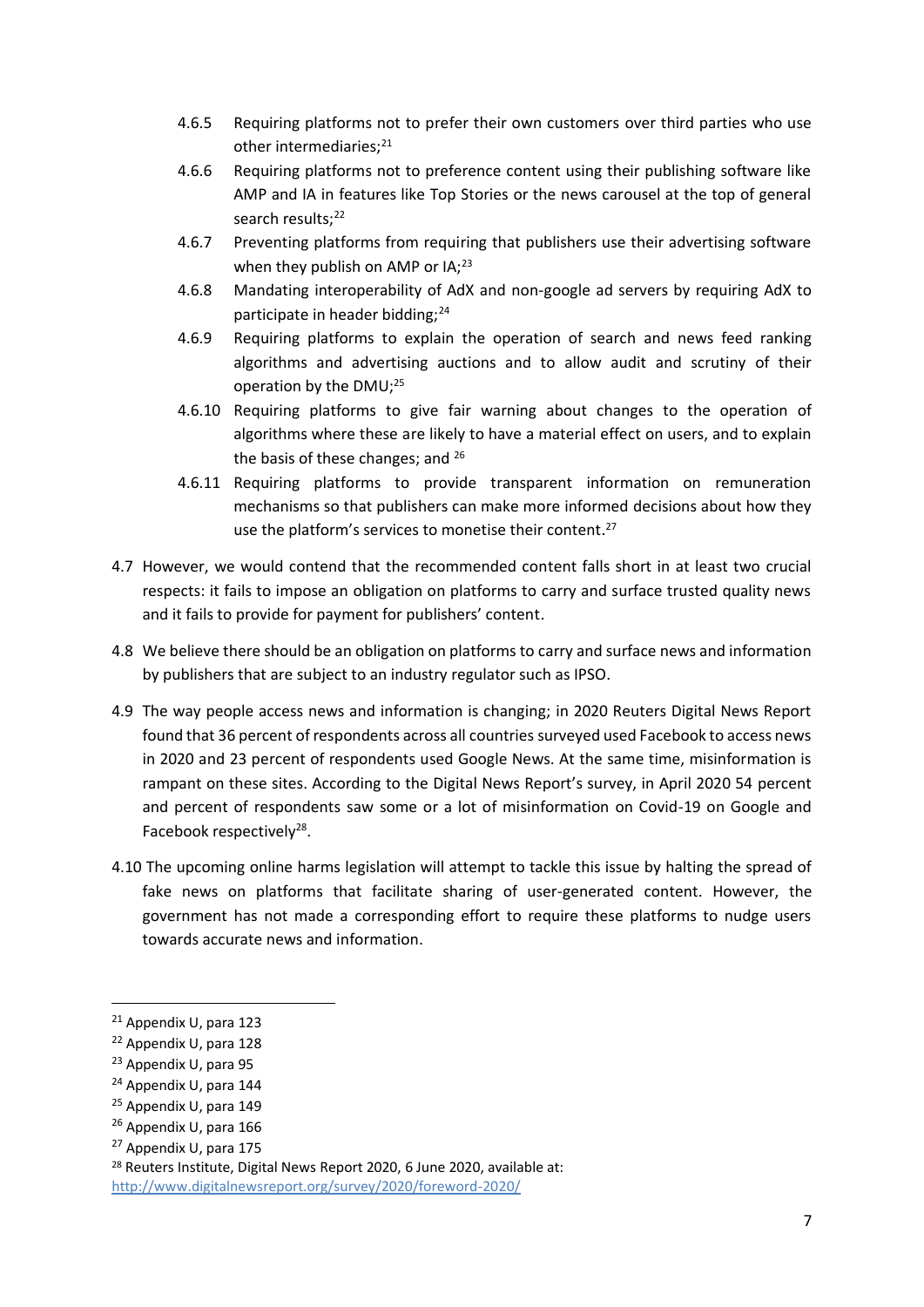4.6.5 Requiring platforms not to prefer their own customers over third parties who use other intermediaries;[21]

4.6.6 Requiring platforms not to preference content using their publishing software like AMP and IA in features like Top Stories or the news carousel at the top of general search results;[22]

4.6.7 Preventing platforms from requiring that publishers use their advertising software when they publish on AMP or IA;[23]

4.6.8 Mandating interoperability of AdX and non-google ad servers by requiring AdX to participate in header bidding;[24]

4.6.9 Requiring platforms to explain the operation of search and news feed ranking algorithms and advertising auctions and to allow audit and scrutiny of their operation by the DMU;[25]

4.6.10 Requiring platforms to give fair warning about changes to the operation of algorithms where these are likely to have a material effect on users, and to explain the basis of these changes; and [26]

4.6.11 Requiring platforms to provide transparent information on remuneration mechanisms so that publishers can make more informed decisions about how they use the platform's services to monetise their content.[27]

4.7 However, we would contend that the recommended content falls short in at least two crucial respects: it fails to impose an obligation on platforms to carry and surface trusted quality news and it fails to provide for payment for publishers' content.

4.8 We believe there should be an obligation on platforms to carry and surface news and information by publishers that are subject to an industry regulator such as IPSO.

4.9 The way people access news and information is changing; in 2020 Reuters Digital News Report found that 36 percent of respondents across all countries surveyed used Facebook to access news in 2020 and 23 percent of respondents used Google News. At the same time, misinformation is rampant on these sites. According to the Digital News Report's survey, in April 2020 54 percent and percent of respondents saw some or a lot of misinformation on Covid-19 on Google and Facebook respectively[28].

4.10 The upcoming online harms legislation will attempt to tackle this issue by halting the spread of fake news on platforms that facilitate sharing of user-generated content. However, the government has not made a corresponding effort to require these platforms to nudge users towards accurate news and information.

---

[21] Appendix U, para 123

[22] Appendix U, para 128

[23] Appendix U, para 95

[24] Appendix U, para 144

[25] Appendix U, para 149

[26] Appendix U, para 166

[27] Appendix U, para 175

[28] Reuters Institute, Digital News Report 2020, 6 June 2020, available at: http://www.digitalnewsreport.org/survey/2020/foreword-2020/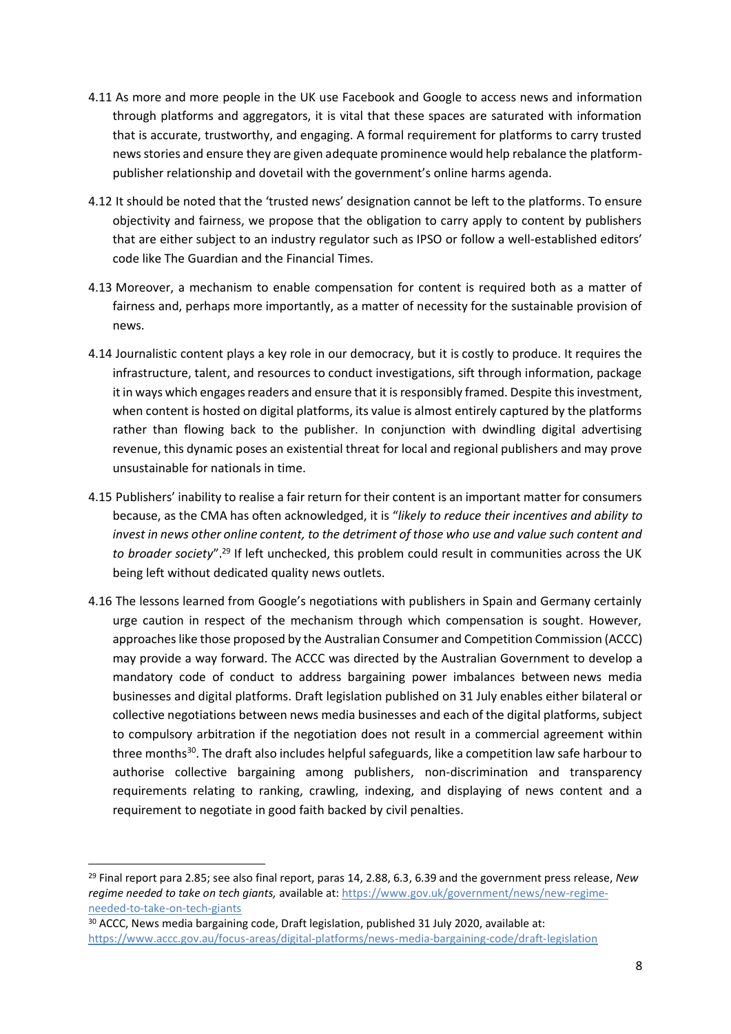4.11 As more and more people in the UK use Facebook and Google to access news and information through platforms and aggregators, it is vital that these spaces are saturated with information that is accurate, trustworthy, and engaging. A formal requirement for platforms to carry trusted news stories and ensure they are given adequate prominence would help rebalance the platform-publisher relationship and dovetail with the government's online harms agenda.

4.12 It should be noted that the 'trusted news' designation cannot be left to the platforms. To ensure objectivity and fairness, we propose that the obligation to carry apply to content by publishers that are either subject to an industry regulator such as IPSO or follow a well-established editors' code like The Guardian and the Financial Times.

4.13 Moreover, a mechanism to enable compensation for content is required both as a matter of fairness and, perhaps more importantly, as a matter of necessity for the sustainable provision of news.

4.14 Journalistic content plays a key role in our democracy, but it is costly to produce. It requires the infrastructure, talent, and resources to conduct investigations, sift through information, package it in ways which engages readers and ensure that it is responsibly framed. Despite this investment, when content is hosted on digital platforms, its value is almost entirely captured by the platforms rather than flowing back to the publisher. In conjunction with dwindling digital advertising revenue, this dynamic poses an existential threat for local and regional publishers and may prove unsustainable for nationals in time.

4.15 Publishers' inability to realise a fair return for their content is an important matter for consumers because, as the CMA has often acknowledged, it is "*likely to reduce their incentives and ability to invest in news other online content, to the detriment of those who use and value such content and to broader society*".[29] If left unchecked, this problem could result in communities across the UK being left without dedicated quality news outlets.

4.16 The lessons learned from Google's negotiations with publishers in Spain and Germany certainly urge caution in respect of the mechanism through which compensation is sought. However, approaches like those proposed by the Australian Consumer and Competition Commission (ACCC) may provide a way forward. The ACCC was directed by the Australian Government to develop a mandatory code of conduct to address bargaining power imbalances between news media businesses and digital platforms. Draft legislation published on 31 July enables either bilateral or collective negotiations between news media businesses and each of the digital platforms, subject to compulsory arbitration if the negotiation does not result in a commercial agreement within three months[30]. The draft also includes helpful safeguards, like a competition law safe harbour to authorise collective bargaining among publishers, non-discrimination and transparency requirements relating to ranking, crawling, indexing, and displaying of news content and a requirement to negotiate in good faith backed by civil penalties.

---

[29] Final report para 2.85; see also final report, paras 14, 2.88, 6.3, 6.39 and the government press release, *New regime needed to take on tech giants,* available at: https://www.gov.uk/government/news/new-regime-needed-to-take-on-tech-giants

[30] ACCC, News media bargaining code, Draft legislation, published 31 July 2020, available at: https://www.accc.gov.au/focus-areas/digital-platforms/news-media-bargaining-code/draft-legislation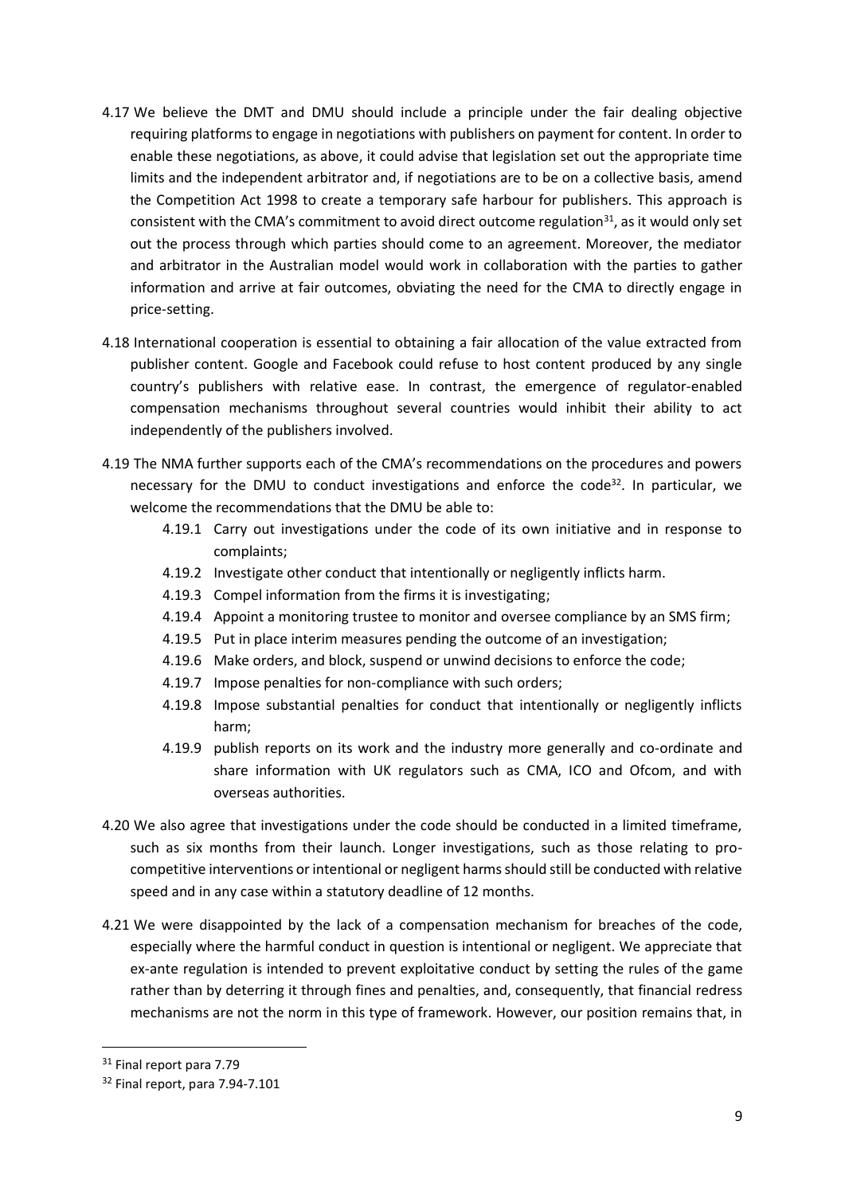4.17 We believe the DMT and DMU should include a principle under the fair dealing objective requiring platforms to engage in negotiations with publishers on payment for content. In order to enable these negotiations, as above, it could advise that legislation set out the appropriate time limits and the independent arbitrator and, if negotiations are to be on a collective basis, amend the Competition Act 1998 to create a temporary safe harbour for publishers. This approach is consistent with the CMA's commitment to avoid direct outcome regulation[31], as it would only set out the process through which parties should come to an agreement. Moreover, the mediator and arbitrator in the Australian model would work in collaboration with the parties to gather information and arrive at fair outcomes, obviating the need for the CMA to directly engage in price-setting.

4.18 International cooperation is essential to obtaining a fair allocation of the value extracted from publisher content. Google and Facebook could refuse to host content produced by any single country's publishers with relative ease. In contrast, the emergence of regulator-enabled compensation mechanisms throughout several countries would inhibit their ability to act independently of the publishers involved.

4.19 The NMA further supports each of the CMA's recommendations on the procedures and powers necessary for the DMU to conduct investigations and enforce the code[32]. In particular, we welcome the recommendations that the DMU be able to:

- 4.19.1 Carry out investigations under the code of its own initiative and in response to complaints;
- 4.19.2 Investigate other conduct that intentionally or negligently inflicts harm.
- 4.19.3 Compel information from the firms it is investigating;
- 4.19.4 Appoint a monitoring trustee to monitor and oversee compliance by an SMS firm;
- 4.19.5 Put in place interim measures pending the outcome of an investigation;
- 4.19.6 Make orders, and block, suspend or unwind decisions to enforce the code;
- 4.19.7 Impose penalties for non-compliance with such orders;
- 4.19.8 Impose substantial penalties for conduct that intentionally or negligently inflicts harm;
- 4.19.9 publish reports on its work and the industry more generally and co-ordinate and share information with UK regulators such as CMA, ICO and Ofcom, and with overseas authorities.

4.20 We also agree that investigations under the code should be conducted in a limited timeframe, such as six months from their launch. Longer investigations, such as those relating to pro-competitive interventions or intentional or negligent harms should still be conducted with relative speed and in any case within a statutory deadline of 12 months.

4.21 We were disappointed by the lack of a compensation mechanism for breaches of the code, especially where the harmful conduct in question is intentional or negligent. We appreciate that ex-ante regulation is intended to prevent exploitative conduct by setting the rules of the game rather than by deterring it through fines and penalties, and, consequently, that financial redress mechanisms are not the norm in this type of framework. However, our position remains that, in

[31] Final report para 7.79

[32] Final report, para 7.94-7.101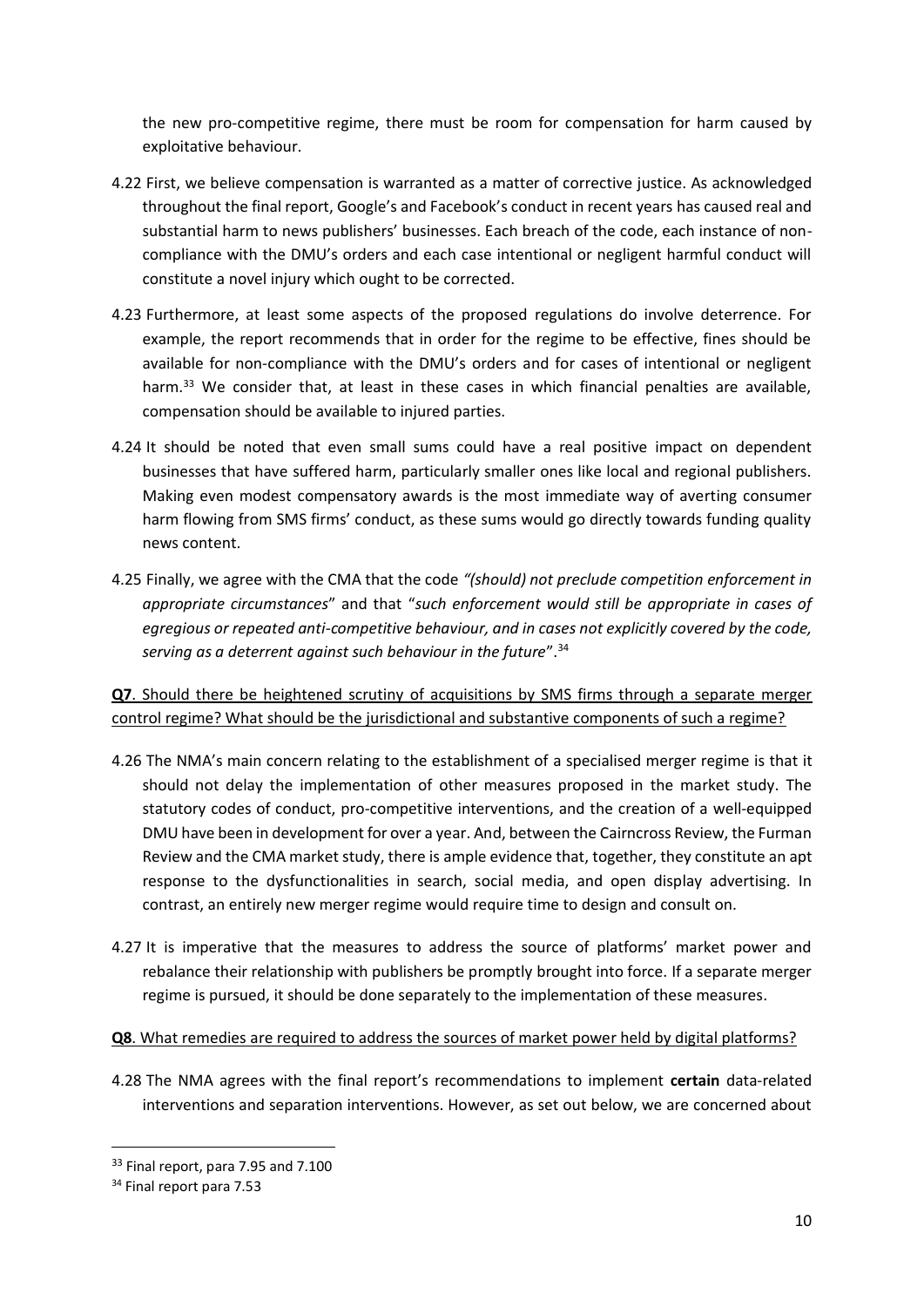the new pro-competitive regime, there must be room for compensation for harm caused by exploitative behaviour.

4.22 First, we believe compensation is warranted as a matter of corrective justice. As acknowledged throughout the final report, Google's and Facebook's conduct in recent years has caused real and substantial harm to news publishers' businesses. Each breach of the code, each instance of non-compliance with the DMU's orders and each case intentional or negligent harmful conduct will constitute a novel injury which ought to be corrected.

4.23 Furthermore, at least some aspects of the proposed regulations do involve deterrence. For example, the report recommends that in order for the regime to be effective, fines should be available for non-compliance with the DMU's orders and for cases of intentional or negligent harm.[33] We consider that, at least in these cases in which financial penalties are available, compensation should be available to injured parties.

4.24 It should be noted that even small sums could have a real positive impact on dependent businesses that have suffered harm, particularly smaller ones like local and regional publishers. Making even modest compensatory awards is the most immediate way of averting consumer harm flowing from SMS firms' conduct, as these sums would go directly towards funding quality news content.

4.25 Finally, we agree with the CMA that the code *"(should) not preclude competition enforcement in appropriate circumstances*" and that "*such enforcement would still be appropriate in cases of egregious or repeated anti-competitive behaviour, and in cases not explicitly covered by the code, serving as a deterrent against such behaviour in the future*".[34]

<u>**Q7**. Should there be heightened scrutiny of acquisitions by SMS firms through a separate merger control regime? What should be the jurisdictional and substantive components of such a regime?</u>

4.26 The NMA's main concern relating to the establishment of a specialised merger regime is that it should not delay the implementation of other measures proposed in the market study. The statutory codes of conduct, pro-competitive interventions, and the creation of a well-equipped DMU have been in development for over a year. And, between the Cairncross Review, the Furman Review and the CMA market study, there is ample evidence that, together, they constitute an apt response to the dysfunctionalities in search, social media, and open display advertising. In contrast, an entirely new merger regime would require time to design and consult on.

4.27 It is imperative that the measures to address the source of platforms' market power and rebalance their relationship with publishers be promptly brought into force. If a separate merger regime is pursued, it should be done separately to the implementation of these measures.

<u>**Q8**. What remedies are required to address the sources of market power held by digital platforms?</u>

4.28 The NMA agrees with the final report's recommendations to implement **certain** data-related interventions and separation interventions. However, as set out below, we are concerned about

---

[33] Final report, para 7.95 and 7.100

[34] Final report para 7.53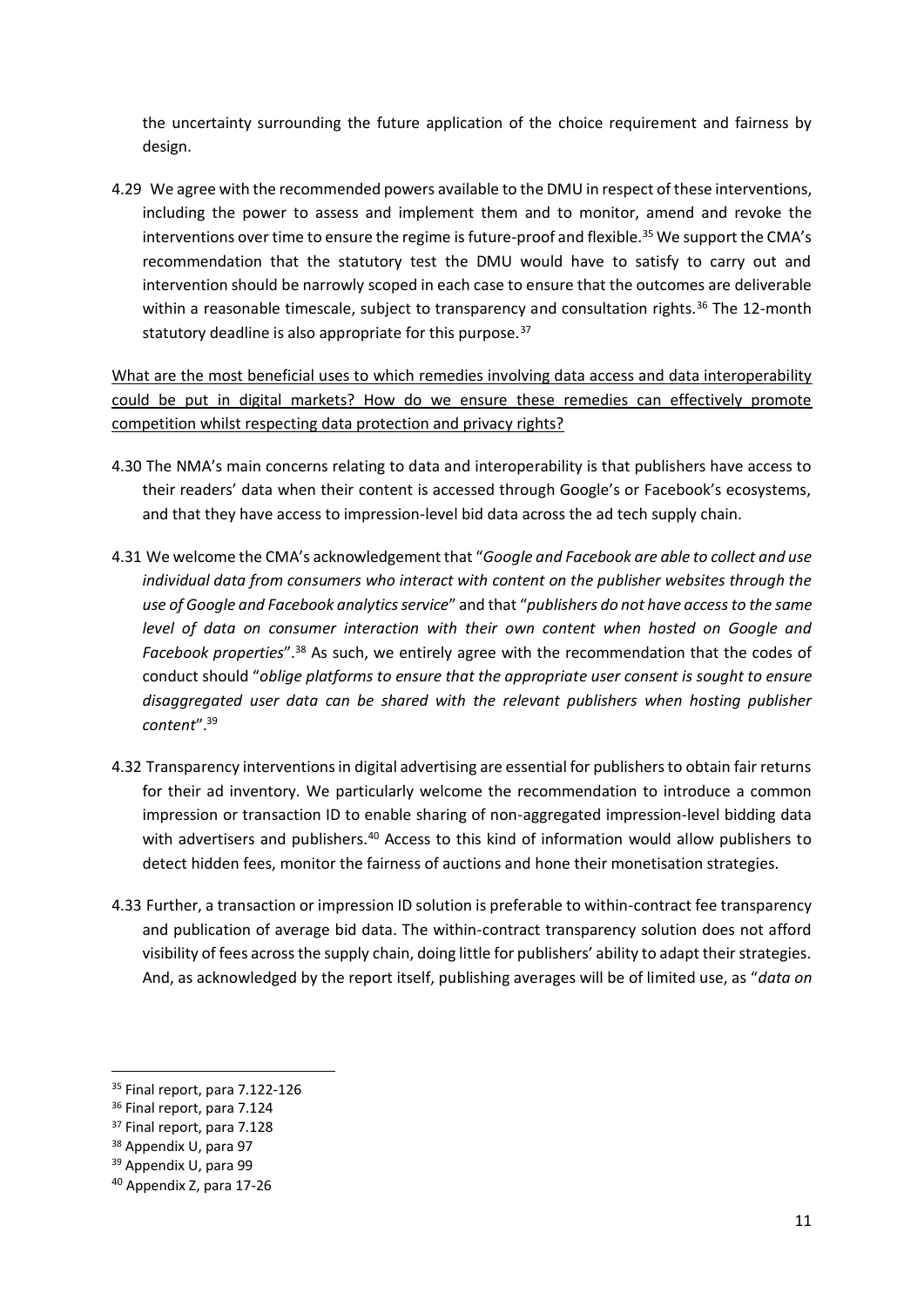the uncertainty surrounding the future application of the choice requirement and fairness by design.

4.29 We agree with the recommended powers available to the DMU in respect of these interventions, including the power to assess and implement them and to monitor, amend and revoke the interventions over time to ensure the regime is future-proof and flexible.[35] We support the CMA's recommendation that the statutory test the DMU would have to satisfy to carry out and intervention should be narrowly scoped in each case to ensure that the outcomes are deliverable within a reasonable timescale, subject to transparency and consultation rights.[36] The 12-month statutory deadline is also appropriate for this purpose.[37]

<u>What are the most beneficial uses to which remedies involving data access and data interoperability could be put in digital markets? How do we ensure these remedies can effectively promote competition whilst respecting data protection and privacy rights?</u>

4.30 The NMA's main concerns relating to data and interoperability is that publishers have access to their readers' data when their content is accessed through Google's or Facebook's ecosystems, and that they have access to impression-level bid data across the ad tech supply chain.

4.31 We welcome the CMA's acknowledgement that "*Google and Facebook are able to collect and use individual data from consumers who interact with content on the publisher websites through the use of Google and Facebook analytics service*" and that "*publishers do not have access to the same level of data on consumer interaction with their own content when hosted on Google and Facebook properties*".[38] As such, we entirely agree with the recommendation that the codes of conduct should "*oblige platforms to ensure that the appropriate user consent is sought to ensure disaggregated user data can be shared with the relevant publishers when hosting publisher content*".[39]

4.32 Transparency interventions in digital advertising are essential for publishers to obtain fair returns for their ad inventory. We particularly welcome the recommendation to introduce a common impression or transaction ID to enable sharing of non-aggregated impression-level bidding data with advertisers and publishers.[40] Access to this kind of information would allow publishers to detect hidden fees, monitor the fairness of auctions and hone their monetisation strategies.

4.33 Further, a transaction or impression ID solution is preferable to within-contract fee transparency and publication of average bid data. The within-contract transparency solution does not afford visibility of fees across the supply chain, doing little for publishers' ability to adapt their strategies. And, as acknowledged by the report itself, publishing averages will be of limited use, as "*data on*

---

[35] Final report, para 7.122-126

[36] Final report, para 7.124

[37] Final report, para 7.128

[38] Appendix U, para 97

[39] Appendix U, para 99

[40] Appendix Z, para 17-26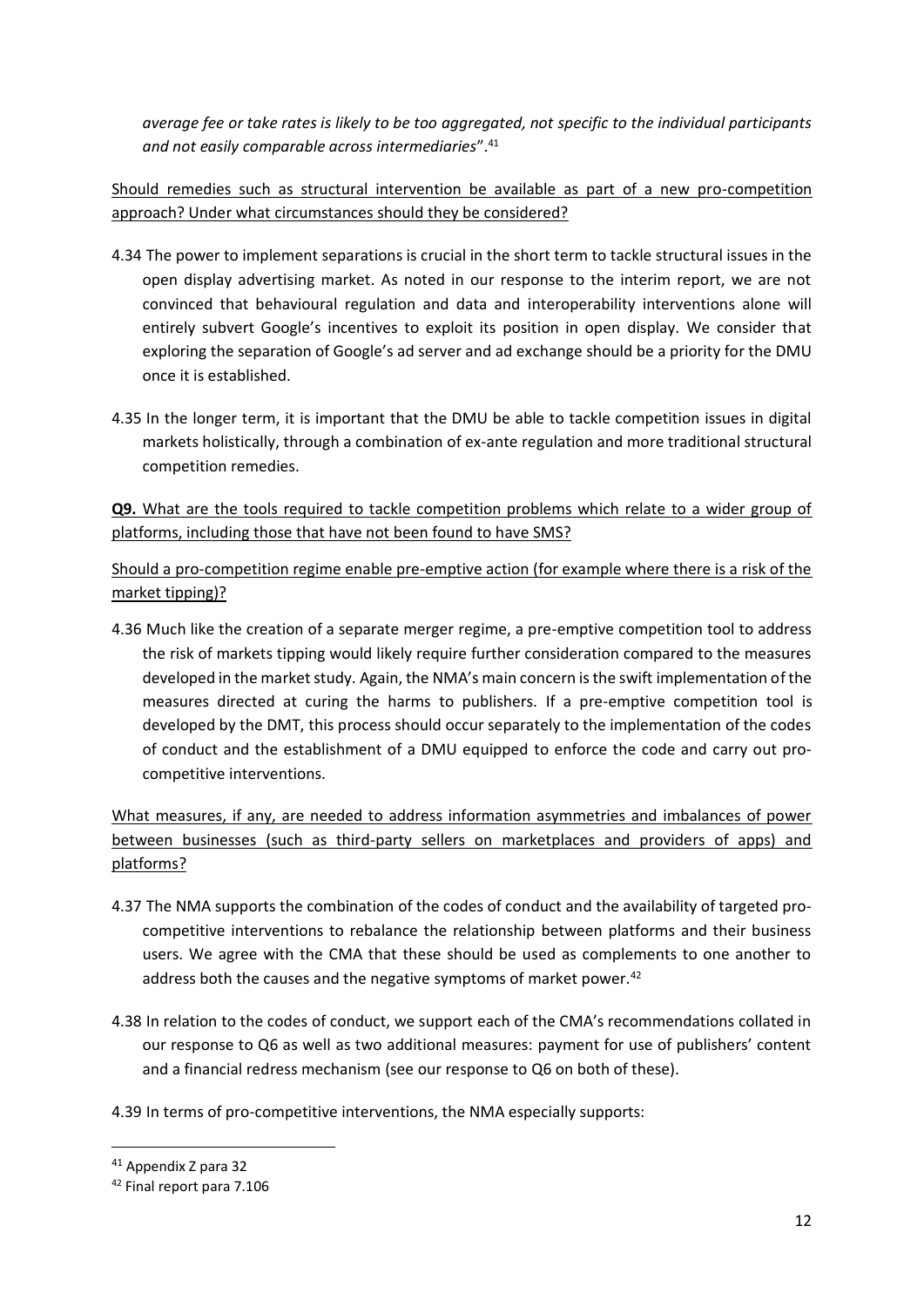*average fee or take rates is likely to be too aggregated, not specific to the individual participants and not easily comparable across intermediaries*".[41]

<u>Should remedies such as structural intervention be available as part of a new pro-competition approach? Under what circumstances should they be considered?</u>

4.34 The power to implement separations is crucial in the short term to tackle structural issues in the open display advertising market. As noted in our response to the interim report, we are not convinced that behavioural regulation and data and interoperability interventions alone will entirely subvert Google's incentives to exploit its position in open display. We consider that exploring the separation of Google's ad server and ad exchange should be a priority for the DMU once it is established.

4.35 In the longer term, it is important that the DMU be able to tackle competition issues in digital markets holistically, through a combination of ex-ante regulation and more traditional structural competition remedies.

<u>**Q9.** What are the tools required to tackle competition problems which relate to a wider group of platforms, including those that have not been found to have SMS?</u>

<u>Should a pro-competition regime enable pre-emptive action (for example where there is a risk of the market tipping)?</u>

4.36 Much like the creation of a separate merger regime, a pre-emptive competition tool to address the risk of markets tipping would likely require further consideration compared to the measures developed in the market study. Again, the NMA's main concern is the swift implementation of the measures directed at curing the harms to publishers. If a pre-emptive competition tool is developed by the DMT, this process should occur separately to the implementation of the codes of conduct and the establishment of a DMU equipped to enforce the code and carry out pro-competitive interventions.

<u>What measures, if any, are needed to address information asymmetries and imbalances of power between businesses (such as third-party sellers on marketplaces and providers of apps) and platforms?</u>

4.37 The NMA supports the combination of the codes of conduct and the availability of targeted pro-competitive interventions to rebalance the relationship between platforms and their business users. We agree with the CMA that these should be used as complements to one another to address both the causes and the negative symptoms of market power.[42]

4.38 In relation to the codes of conduct, we support each of the CMA's recommendations collated in our response to Q6 as well as two additional measures: payment for use of publishers' content and a financial redress mechanism (see our response to Q6 on both of these).

4.39 In terms of pro-competitive interventions, the NMA especially supports:

[41] Appendix Z para 32

[42] Final report para 7.106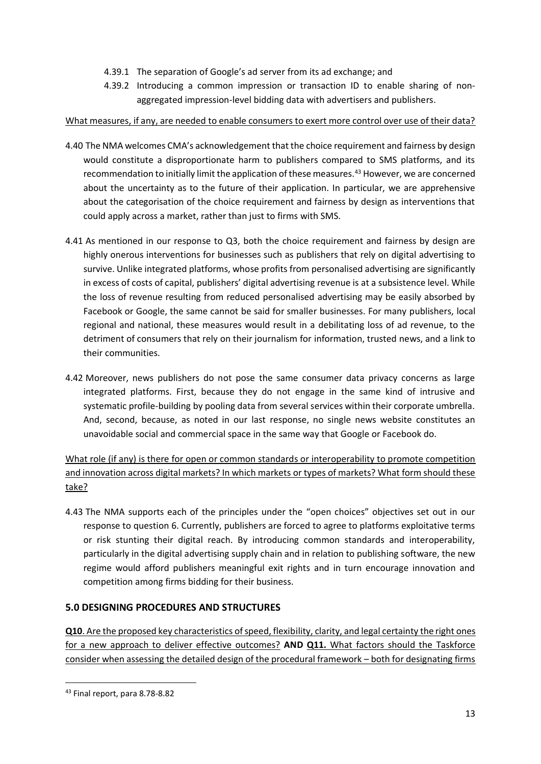4.39.1 The separation of Google's ad server from its ad exchange; and

4.39.2 Introducing a common impression or transaction ID to enable sharing of non-aggregated impression-level bidding data with advertisers and publishers.

What measures, if any, are needed to enable consumers to exert more control over use of their data?

4.40 The NMA welcomes CMA's acknowledgement that the choice requirement and fairness by design would constitute a disproportionate harm to publishers compared to SMS platforms, and its recommendation to initially limit the application of these measures.[43] However, we are concerned about the uncertainty as to the future of their application. In particular, we are apprehensive about the categorisation of the choice requirement and fairness by design as interventions that could apply across a market, rather than just to firms with SMS.

4.41 As mentioned in our response to Q3, both the choice requirement and fairness by design are highly onerous interventions for businesses such as publishers that rely on digital advertising to survive. Unlike integrated platforms, whose profits from personalised advertising are significantly in excess of costs of capital, publishers' digital advertising revenue is at a subsistence level. While the loss of revenue resulting from reduced personalised advertising may be easily absorbed by Facebook or Google, the same cannot be said for smaller businesses. For many publishers, local regional and national, these measures would result in a debilitating loss of ad revenue, to the detriment of consumers that rely on their journalism for information, trusted news, and a link to their communities.

4.42 Moreover, news publishers do not pose the same consumer data privacy concerns as large integrated platforms. First, because they do not engage in the same kind of intrusive and systematic profile-building by pooling data from several services within their corporate umbrella. And, second, because, as noted in our last response, no single news website constitutes an unavoidable social and commercial space in the same way that Google or Facebook do.

What role (if any) is there for open or common standards or interoperability to promote competition and innovation across digital markets? In which markets or types of markets? What form should these take?

4.43 The NMA supports each of the principles under the "open choices" objectives set out in our response to question 6. Currently, publishers are forced to agree to platforms exploitative terms or risk stunting their digital reach. By introducing common standards and interoperability, particularly in the digital advertising supply chain and in relation to publishing software, the new regime would afford publishers meaningful exit rights and in turn encourage innovation and competition among firms bidding for their business.

## 5.0 DESIGNING PROCEDURES AND STRUCTURES

**Q10**. Are the proposed key characteristics of speed, flexibility, clarity, and legal certainty the right ones for a new approach to deliver effective outcomes? **AND Q11.** What factors should the Taskforce consider when assessing the detailed design of the procedural framework – both for designating firms

[43] Final report, para 8.78-8.82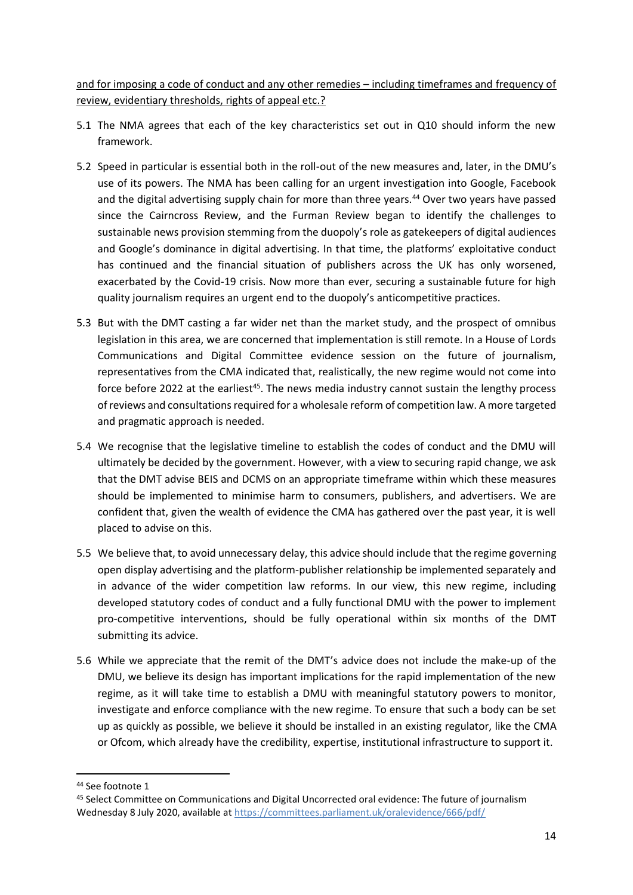and for imposing a code of conduct and any other remedies – including timeframes and frequency of review, evidentiary thresholds, rights of appeal etc.?

5.1 The NMA agrees that each of the key characteristics set out in Q10 should inform the new framework.

5.2 Speed in particular is essential both in the roll-out of the new measures and, later, in the DMU's use of its powers. The NMA has been calling for an urgent investigation into Google, Facebook and the digital advertising supply chain for more than three years.[44] Over two years have passed since the Cairncross Review, and the Furman Review began to identify the challenges to sustainable news provision stemming from the duopoly's role as gatekeepers of digital audiences and Google's dominance in digital advertising. In that time, the platforms' exploitative conduct has continued and the financial situation of publishers across the UK has only worsened, exacerbated by the Covid-19 crisis. Now more than ever, securing a sustainable future for high quality journalism requires an urgent end to the duopoly's anticompetitive practices.

5.3 But with the DMT casting a far wider net than the market study, and the prospect of omnibus legislation in this area, we are concerned that implementation is still remote. In a House of Lords Communications and Digital Committee evidence session on the future of journalism, representatives from the CMA indicated that, realistically, the new regime would not come into force before 2022 at the earliest[45]. The news media industry cannot sustain the lengthy process of reviews and consultations required for a wholesale reform of competition law. A more targeted and pragmatic approach is needed.

5.4 We recognise that the legislative timeline to establish the codes of conduct and the DMU will ultimately be decided by the government. However, with a view to securing rapid change, we ask that the DMT advise BEIS and DCMS on an appropriate timeframe within which these measures should be implemented to minimise harm to consumers, publishers, and advertisers. We are confident that, given the wealth of evidence the CMA has gathered over the past year, it is well placed to advise on this.

5.5 We believe that, to avoid unnecessary delay, this advice should include that the regime governing open display advertising and the platform-publisher relationship be implemented separately and in advance of the wider competition law reforms. In our view, this new regime, including developed statutory codes of conduct and a fully functional DMU with the power to implement pro-competitive interventions, should be fully operational within six months of the DMT submitting its advice.

5.6 While we appreciate that the remit of the DMT's advice does not include the make-up of the DMU, we believe its design has important implications for the rapid implementation of the new regime, as it will take time to establish a DMU with meaningful statutory powers to monitor, investigate and enforce compliance with the new regime. To ensure that such a body can be set up as quickly as possible, we believe it should be installed in an existing regulator, like the CMA or Ofcom, which already have the credibility, expertise, institutional infrastructure to support it.

---

[44] See footnote 1

[45] Select Committee on Communications and Digital Uncorrected oral evidence: The future of journalism Wednesday 8 July 2020, available at https://committees.parliament.uk/oralevidence/666/pdf/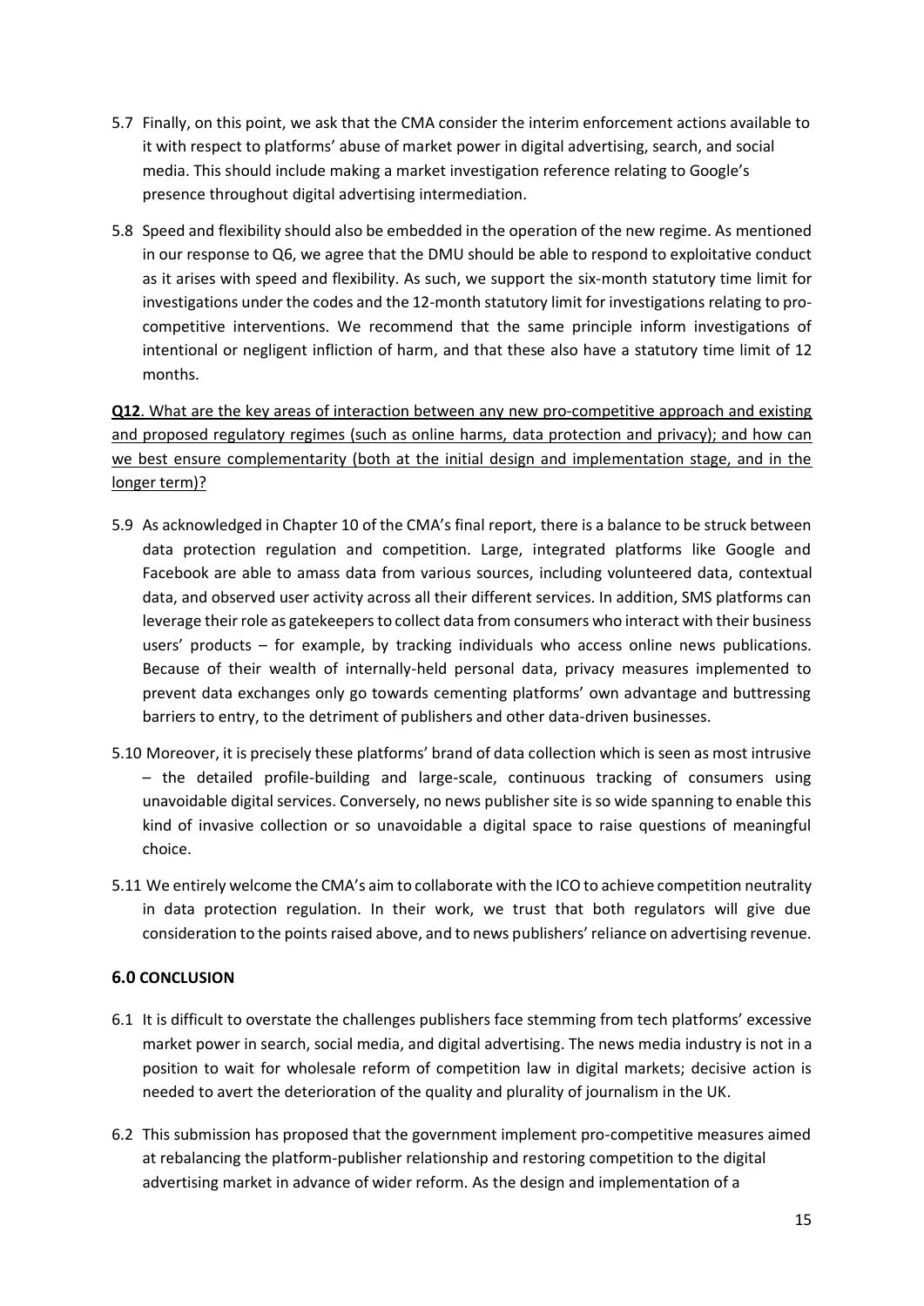5.7 Finally, on this point, we ask that the CMA consider the interim enforcement actions available to it with respect to platforms' abuse of market power in digital advertising, search, and social media. This should include making a market investigation reference relating to Google's presence throughout digital advertising intermediation.

5.8 Speed and flexibility should also be embedded in the operation of the new regime. As mentioned in our response to Q6, we agree that the DMU should be able to respond to exploitative conduct as it arises with speed and flexibility. As such, we support the six-month statutory time limit for investigations under the codes and the 12-month statutory limit for investigations relating to pro-competitive interventions. We recommend that the same principle inform investigations of intentional or negligent infliction of harm, and that these also have a statutory time limit of 12 months.

**Q12**. What are the key areas of interaction between any new pro-competitive approach and existing and proposed regulatory regimes (such as online harms, data protection and privacy); and how can we best ensure complementarity (both at the initial design and implementation stage, and in the longer term)?

5.9 As acknowledged in Chapter 10 of the CMA's final report, there is a balance to be struck between data protection regulation and competition. Large, integrated platforms like Google and Facebook are able to amass data from various sources, including volunteered data, contextual data, and observed user activity across all their different services. In addition, SMS platforms can leverage their role as gatekeepers to collect data from consumers who interact with their business users' products – for example, by tracking individuals who access online news publications. Because of their wealth of internally-held personal data, privacy measures implemented to prevent data exchanges only go towards cementing platforms' own advantage and buttressing barriers to entry, to the detriment of publishers and other data-driven businesses.

5.10 Moreover, it is precisely these platforms' brand of data collection which is seen as most intrusive – the detailed profile-building and large-scale, continuous tracking of consumers using unavoidable digital services. Conversely, no news publisher site is so wide spanning to enable this kind of invasive collection or so unavoidable a digital space to raise questions of meaningful choice.

5.11 We entirely welcome the CMA's aim to collaborate with the ICO to achieve competition neutrality in data protection regulation. In their work, we trust that both regulators will give due consideration to the points raised above, and to news publishers' reliance on advertising revenue.

## 6.0 CONCLUSION

6.1 It is difficult to overstate the challenges publishers face stemming from tech platforms' excessive market power in search, social media, and digital advertising. The news media industry is not in a position to wait for wholesale reform of competition law in digital markets; decisive action is needed to avert the deterioration of the quality and plurality of journalism in the UK.

6.2 This submission has proposed that the government implement pro-competitive measures aimed at rebalancing the platform-publisher relationship and restoring competition to the digital advertising market in advance of wider reform. As the design and implementation of a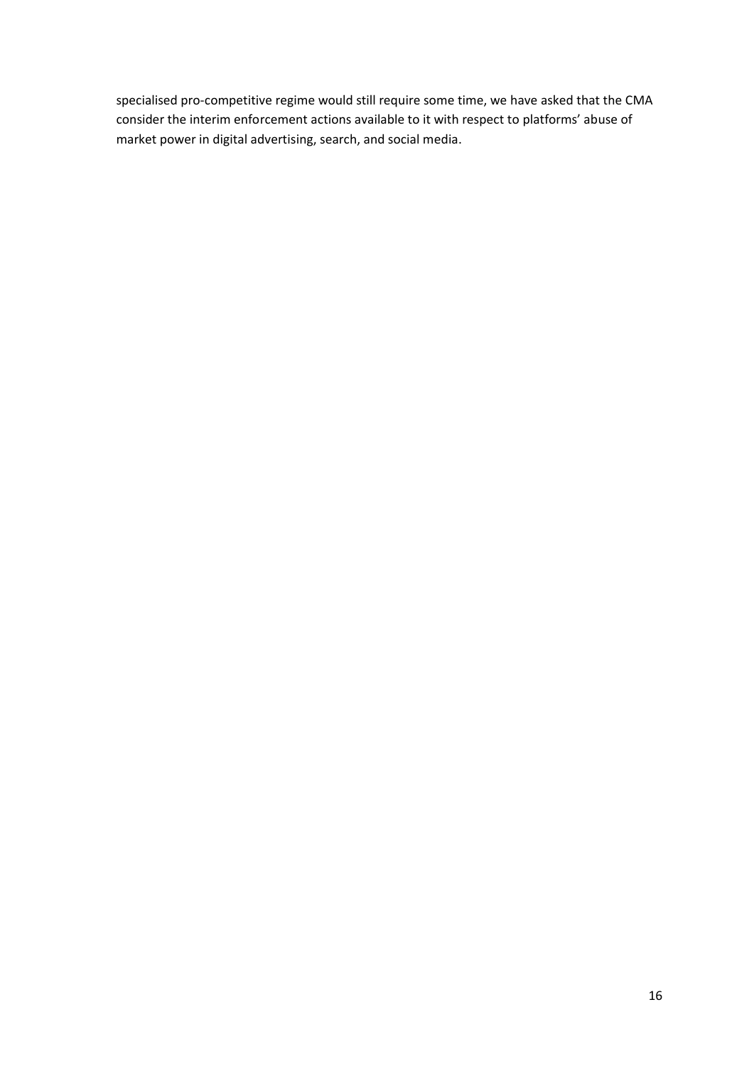specialised pro-competitive regime would still require some time, we have asked that the CMA consider the interim enforcement actions available to it with respect to platforms' abuse of market power in digital advertising, search, and social media.